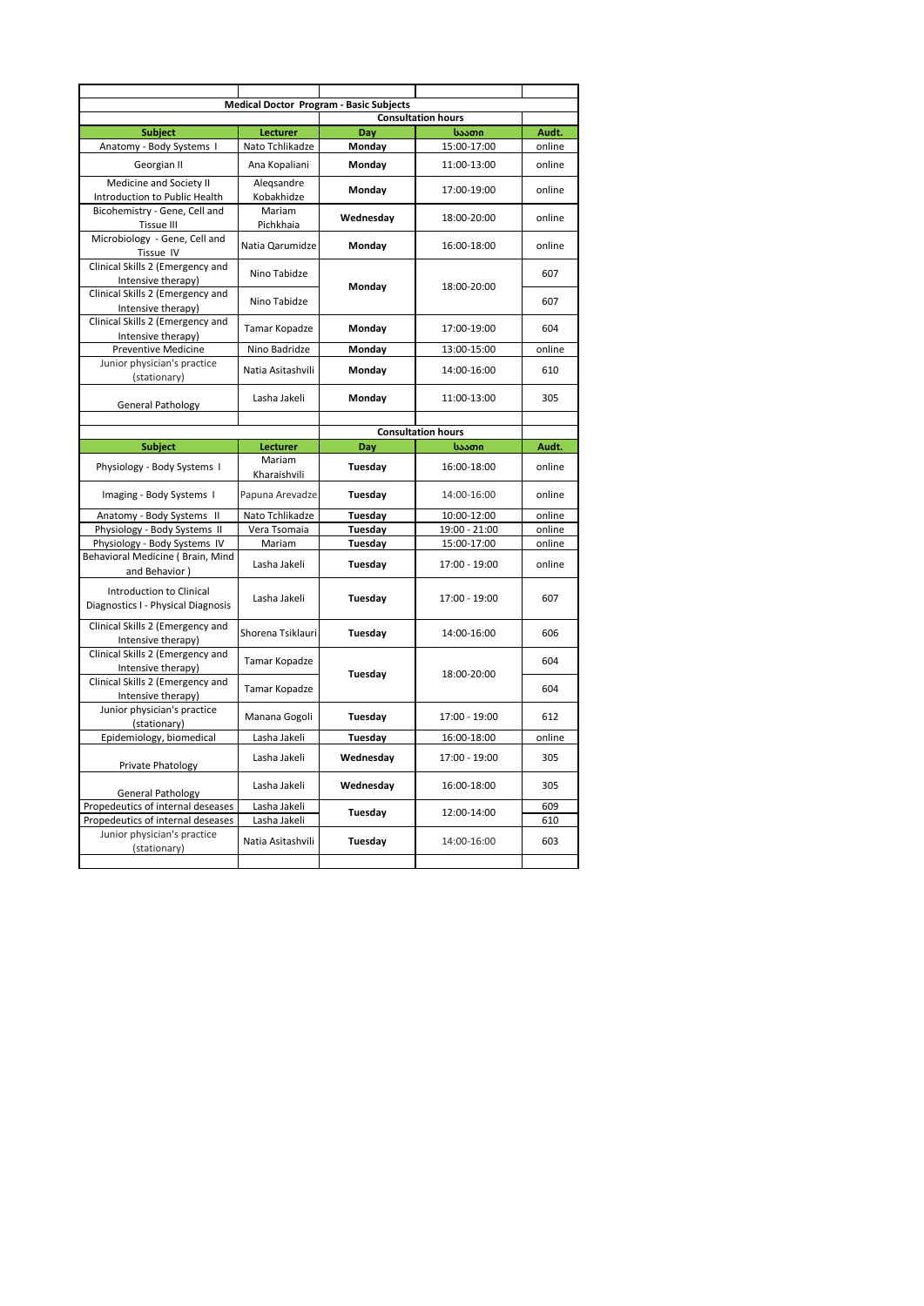| Medical Doctor Program - Basic Subjects | | | | |
|---|---|---|---|---|
| | | Consultation hours | | |
| **Subject** | **Lecturer** | **Day** | **საათი** | **Audt.** |
| Anatomy - Body Systems I | Nato Tchlikadze | **Monday** | 15:00-17:00 | online |
| Georgian II | Ana Kopaliani | **Monday** | 11:00-13:00 | online |
| Medicine and Society II Introduction to Public Health | Aleqsandre Kobakhidze | **Monday** | 17:00-19:00 | online |
| Bicohemistry - Gene, Cell and Tissue III | Mariam Pichkhaia | **Wednesday** | 18:00-20:00 | online |
| Microbiology - Gene, Cell and Tissue IV | Natia Qarumidze | **Monday** | 16:00-18:00 | online |
| Clinical Skills 2 (Emergency and Intensive therapy) | Nino Tabidze | **Monday** | 18:00-20:00 | 607 |
| Clinical Skills 2 (Emergency and Intensive therapy) | Nino Tabidze | | | 607 |
| Clinical Skills 2 (Emergency and Intensive therapy) | Tamar Kopadze | **Monday** | 17:00-19:00 | 604 |
| Preventive Medicine | Nino Badridze | **Monday** | 13:00-15:00 | online |
| Junior physician's practice (stationary) | Natia Asitashvili | **Monday** | 14:00-16:00 | 610 |
| General Pathology | Lasha Jakeli | **Monday** | 11:00-13:00 | 305 |
| | | | | |
| | | Consultation hours | | |
| **Subject** | **Lecturer** | **Day** | **საათი** | **Audt.** |
| Physiology - Body Systems I | Mariam Kharaishvili | **Tuesday** | 16:00-18:00 | online |
| Imaging - Body Systems I | Papuna Arevadze | **Tuesday** | 14:00-16:00 | online |
| Anatomy - Body Systems II | Nato Tchlikadze | **Tuesday** | 10:00-12:00 | online |
| Physiology - Body Systems II | Vera Tsomaia | **Tuesday** | 19:00 - 21:00 | online |
| Physiology - Body Systems IV | Mariam | **Tuesday** | 15:00-17:00 | online |
| Behavioral Medicine ( Brain, Mind and Behavior ) | Lasha Jakeli | **Tuesday** | 17:00 - 19:00 | online |
| Introduction to Clinical Diagnostics I - Physical Diagnosis | Lasha Jakeli | **Tuesday** | 17:00 - 19:00 | 607 |
| Clinical Skills 2 (Emergency and Intensive therapy) | Shorena Tsiklauri | **Tuesday** | 14:00-16:00 | 606 |
| Clinical Skills 2 (Emergency and Intensive therapy) | Tamar Kopadze | **Tuesday** | 18:00-20:00 | 604 |
| Clinical Skills 2 (Emergency and Intensive therapy) | Tamar Kopadze | | | 604 |
| Junior physician's practice (stationary) | Manana Gogoli | **Tuesday** | 17:00 - 19:00 | 612 |
| Epidemiology, biomedical | Lasha Jakeli | **Tuesday** | 16:00-18:00 | online |
| Private Phatology | Lasha Jakeli | **Wednesday** | 17:00 - 19:00 | 305 |
| General Pathology | Lasha Jakeli | **Wednesday** | 16:00-18:00 | 305 |
| Propedeutics of internal deseases | Lasha Jakeli | **Tuesday** | 12:00-14:00 | 609 |
| Propedeutics of internal deseases | Lasha Jakeli | | | 610 |
| Junior physician's practice (stationary) | Natia Asitashvili | **Tuesday** | 14:00-16:00 | 603 |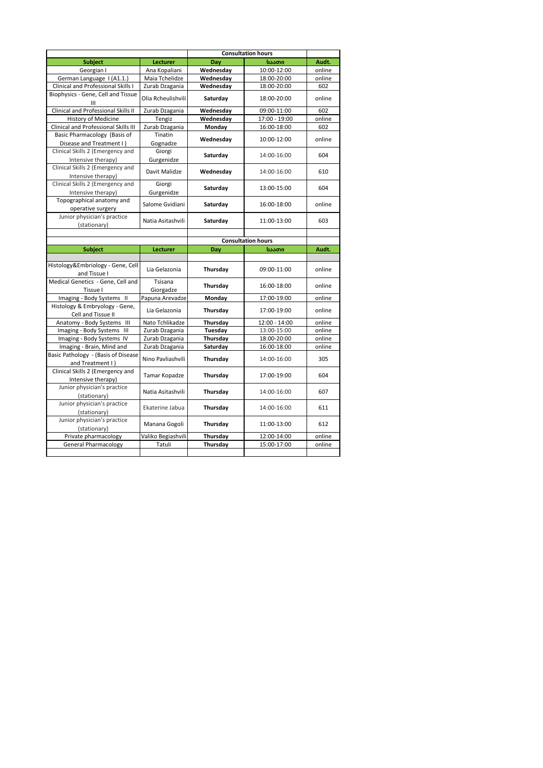| | | Consultation hours | | |
|---|---|---|---|---|
| **Subject** | **Lecturer** | **Day** | **საათი** | **Audt.** |
| Georgian I | Ana Kopaliani | **Wednesday** | 10:00-12:00 | online |
| German Language I (A1.1.) | Maia Tchelidze | **Wednesday** | 18:00-20:00 | online |
| Clinical and Professional Skills I | Zurab Dzagania | **Wednesday** | 18:00-20:00 | 602 |
| Biophysics - Gene, Cell and Tissue III | Olia Rcheulishvili | **Saturday** | 18:00-20:00 | online |
| Clinical and Professional Skills II | Zurab Dzagania | **Wednesday** | 09:00-11:00 | 602 |
| History of Medicine | Tengiz | **Wednesday** | 17:00 - 19:00 | online |
| Clinical and Professional Skills III | Zurab Dzagania | **Monday** | 16:00-18:00 | 602 |
| Basic Pharmacology (Basis of Disease and Treatment I ) | Tinatin Gognadze | **Wednesday** | 10:00-12:00 | online |
| Clinical Skills 2 (Emergency and Intensive therapy) | Giorgi Gurgenidze | **Saturday** | 14:00-16:00 | 604 |
| Clinical Skills 2 (Emergency and Intensive therapy) | Davit Malidze | **Wednesday** | 14:00-16:00 | 610 |
| Clinical Skills 2 (Emergency and Intensive therapy) | Giorgi Gurgenidze | **Saturday** | 13:00-15:00 | 604 |
| Topographical anatomy and operative surgery | Salome Gvidiani | **Saturday** | 16:00-18:00 | online |
| Junior physician's practice (stationary) | Natia Asitashvili | **Saturday** | 11:00-13:00 | 603 |

| | | Consultation hours | | |
|---|---|---|---|---|
| **Subject** | **Lecturer** | **Day** | **საათი** | **Audt.** |
| Histology&Embriology - Gene, Cell and Tissue I | Lia Gelazonia | **Thursday** | 09:00-11:00 | online |
| Medical Genetics - Gene, Cell and Tissue I | Tsisana Giorgadze | **Thursday** | 16:00-18:00 | online |
| Imaging - Body Systems II | Papuna Arevadze | **Monday** | 17:00-19:00 | online |
| Histology & Embryology - Gene, Cell and Tissue II | Lia Gelazonia | **Thursday** | 17:00-19:00 | online |
| Anatomy - Body Systems III | Nato Tchlikadze | **Thursday** | 12:00 - 14:00 | online |
| Imaging - Body Systems III | Zurab Dzagania | **Tuesday** | 13:00-15:00 | online |
| Imaging - Body Systems IV | Zurab Dzagania | **Thursday** | 18:00-20:00 | online |
| Imaging - Brain, Mind and | Zurab Dzagania | **Saturday** | 16:00-18:00 | online |
| Basic Pathology - (Basis of Disease and Treatment I ) | Nino Pavliashvili | **Thursday** | 14:00-16:00 | 305 |
| Clinical Skills 2 (Emergency and Intensive therapy) | Tamar Kopadze | **Thursday** | 17:00-19:00 | 604 |
| Junior physician's practice (stationary) | Natia Asitashvili | **Thursday** | 14:00-16:00 | 607 |
| Junior physician's practice (stationary) | Ekaterine Jabua | **Thursday** | 14:00-16:00 | 611 |
| Junior physician's practice (stationary) | Manana Gogoli | **Thursday** | 11:00-13:00 | 612 |
| Private pharmacology | Valiko Begiashvili | **Thursday** | 12:00-14:00 | online |
| General Pharmacology | Tatuli | **Thursday** | 15:00-17:00 | online |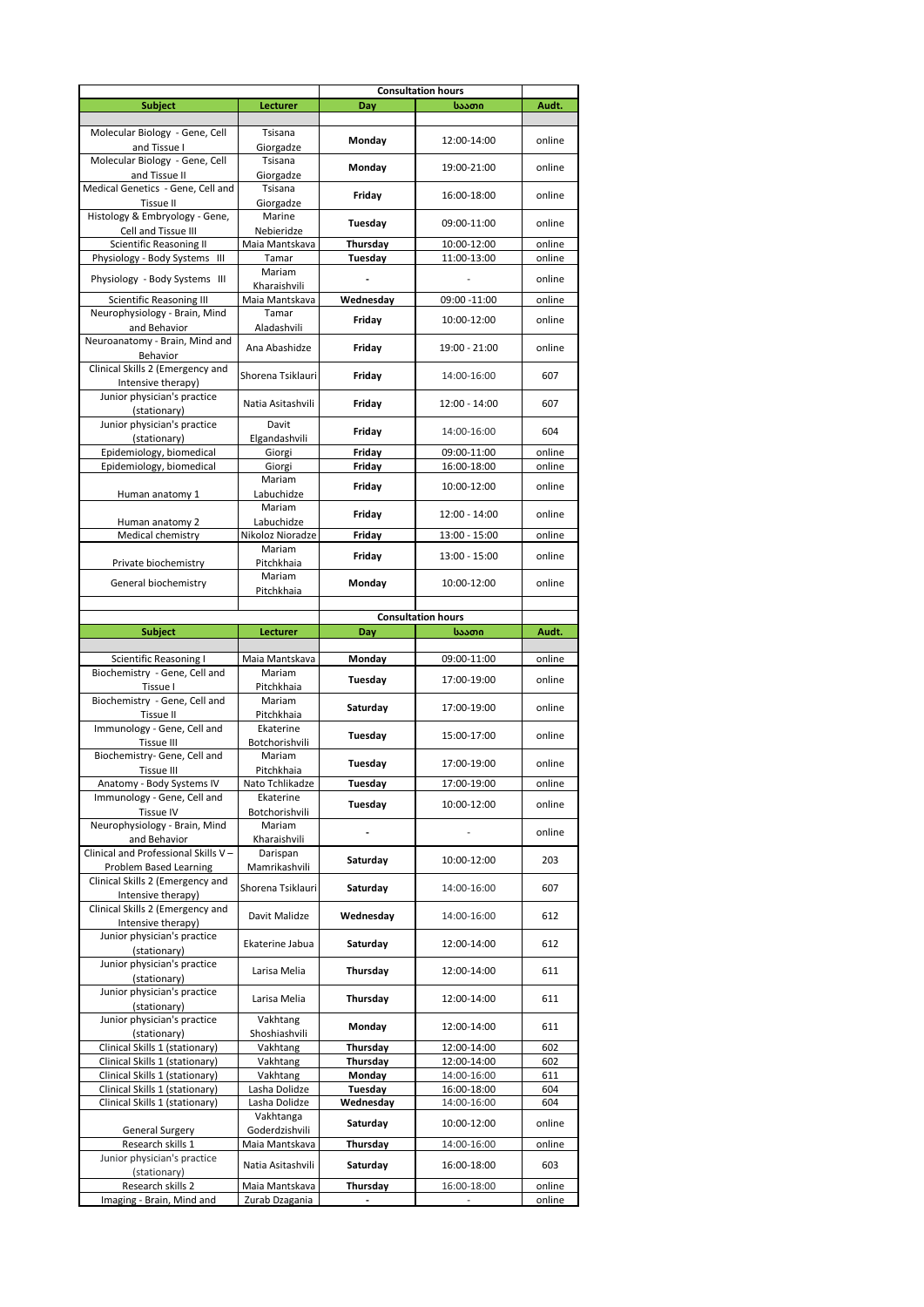| Subject | Lecturer | Consultation hours Day | საათი | Audt. |
|---|---|---|---|---|
| | | | | |
| Molecular Biology - Gene, Cell and Tissue I | Tsisana Giorgadze | Monday | 12:00-14:00 | online |
| Molecular Biology - Gene, Cell and Tissue II | Tsisana Giorgadze | Monday | 19:00-21:00 | online |
| Medical Genetics - Gene, Cell and Tissue II | Tsisana Giorgadze | Friday | 16:00-18:00 | online |
| Histology & Embryology - Gene, Cell and Tissue III | Marine Nebieridze | Tuesday | 09:00-11:00 | online |
| Scientific Reasoning II | Maia Mantskava | Thursday | 10:00-12:00 | online |
| Physiology - Body Systems III | Tamar | Tuesday | 11:00-13:00 | online |
| Physiology - Body Systems III | Mariam Kharaishvili | - | - | online |
| Scientific Reasoning III | Maia Mantskava | Wednesday | 09:00 -11:00 | online |
| Neurophysiology - Brain, Mind and Behavior | Tamar Aladashvili | Friday | 10:00-12:00 | online |
| Neuroanatomy - Brain, Mind and Behavior | Ana Abashidze | Friday | 19:00 - 21:00 | online |
| Clinical Skills 2 (Emergency and Intensive therapy) | Shorena Tsiklauri | Friday | 14:00-16:00 | 607 |
| Junior physician's practice (stationary) | Natia Asitashvili | Friday | 12:00 - 14:00 | 607 |
| Junior physician's practice (stationary) | Davit Elgandashvili | Friday | 14:00-16:00 | 604 |
| Epidemiology, biomedical | Giorgi | Friday | 09:00-11:00 | online |
| Epidemiology, biomedical | Giorgi | Friday | 16:00-18:00 | online |
| Human anatomy 1 | Mariam Labuchidze | Friday | 10:00-12:00 | online |
| Human anatomy 2 | Mariam Labuchidze | Friday | 12:00 - 14:00 | online |
| Medical chemistry | Nikoloz Nioradze | Friday | 13:00 - 15:00 | online |
| Private biochemistry | Mariam Pitchkhaia | Friday | 13:00 - 15:00 | online |
| General biochemistry | Mariam Pitchkhaia | Monday | 10:00-12:00 | online |

| Subject | Lecturer | Consultation hours Day | საათი | Audt. |
|---|---|---|---|---|
| | | | | |
| Scientific Reasoning I | Maia Mantskava | Monday | 09:00-11:00 | online |
| Biochemistry - Gene, Cell and Tissue I | Mariam Pitchkhaia | Tuesday | 17:00-19:00 | online |
| Biochemistry - Gene, Cell and Tissue II | Mariam Pitchkhaia | Saturday | 17:00-19:00 | online |
| Immunology - Gene, Cell and Tissue III | Ekaterine Botchorishvili | Tuesday | 15:00-17:00 | online |
| Biochemistry- Gene, Cell and Tissue III | Mariam Pitchkhaia | Tuesday | 17:00-19:00 | online |
| Anatomy - Body Systems IV | Nato Tchlikadze | Tuesday | 17:00-19:00 | online |
| Immunology - Gene, Cell and Tissue IV | Ekaterine Botchorishvili | Tuesday | 10:00-12:00 | online |
| Neurophysiology - Brain, Mind and Behavior | Mariam Kharaishvili | - | - | online |
| Clinical and Professional Skills V – Problem Based Learning | Darispan Mamrikashvili | Saturday | 10:00-12:00 | 203 |
| Clinical Skills 2 (Emergency and Intensive therapy) | Shorena Tsiklauri | Saturday | 14:00-16:00 | 607 |
| Clinical Skills 2 (Emergency and Intensive therapy) | Davit Malidze | Wednesday | 14:00-16:00 | 612 |
| Junior physician's practice (stationary) | Ekaterine Jabua | Saturday | 12:00-14:00 | 612 |
| Junior physician's practice (stationary) | Larisa Melia | Thursday | 12:00-14:00 | 611 |
| Junior physician's practice (stationary) | Larisa Melia | Thursday | 12:00-14:00 | 611 |
| Junior physician's practice (stationary) | Vakhtang Shoshiashvili | Monday | 12:00-14:00 | 611 |
| Clinical Skills 1 (stationary) | Vakhtang | Thursday | 12:00-14:00 | 602 |
| Clinical Skills 1 (stationary) | Vakhtang | Thursday | 12:00-14:00 | 602 |
| Clinical Skills 1 (stationary) | Vakhtang | Monday | 14:00-16:00 | 611 |
| Clinical Skills 1 (stationary) | Lasha Dolidze | Tuesday | 16:00-18:00 | 604 |
| Clinical Skills 1 (stationary) | Lasha Dolidze | Wednesday | 14:00-16:00 | 604 |
| General Surgery | Vakhtanga Goderdzishvili | Saturday | 10:00-12:00 | online |
| Research skills 1 | Maia Mantskava | Thursday | 14:00-16:00 | online |
| Junior physician's practice (stationary) | Natia Asitashvili | Saturday | 16:00-18:00 | 603 |
| Research skills 2 | Maia Mantskava | Thursday | 16:00-18:00 | online |
| Imaging - Brain, Mind and | Zurab Dzagania | - | - | online |